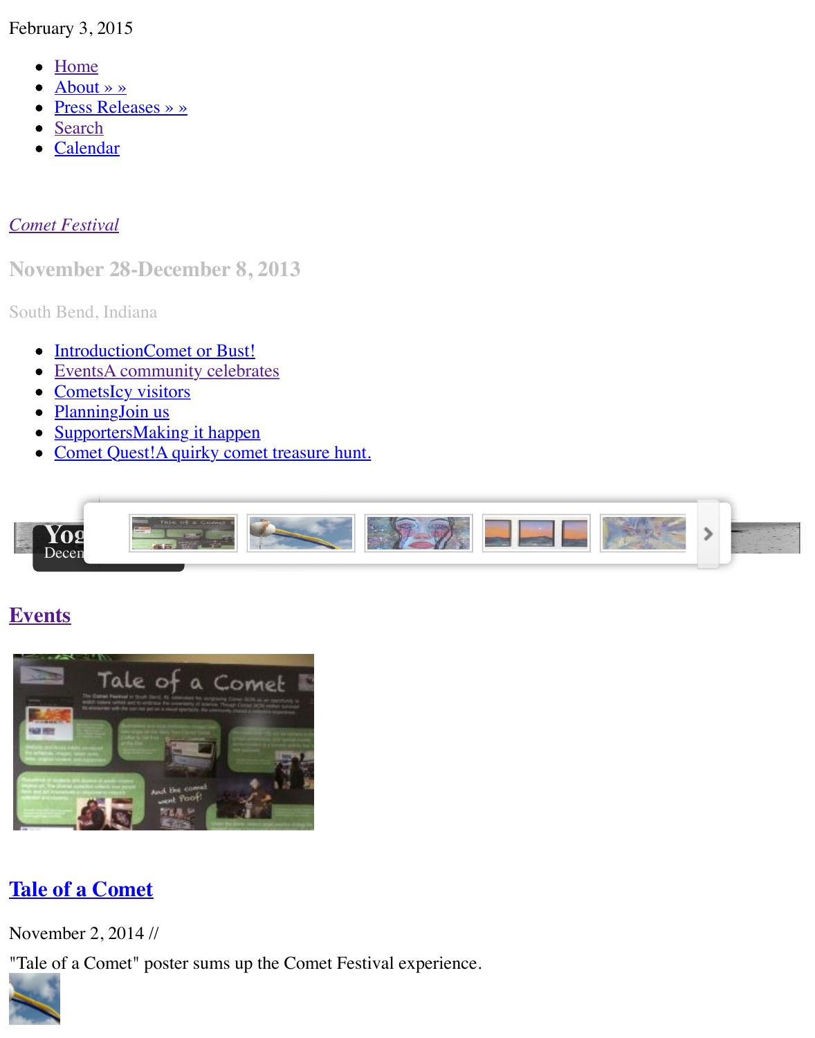February 3, 2015

- Home
- About » »
- Press Releases » »
- Search
- Calendar

*Comet Festival*

## November 28-December 8, 2013

South Bend, Indiana

- IntroductionComet or Bust!
- EventsA community celebrates
- CometsIcy visitors
- PlanningJoin us
- SupportersMaking it happen
- Comet Quest!A quirky comet treasure hunt.

## Events

## Tale of a Comet

November 2, 2014 //

"Tale of a Comet" poster sums up the Comet Festival experience.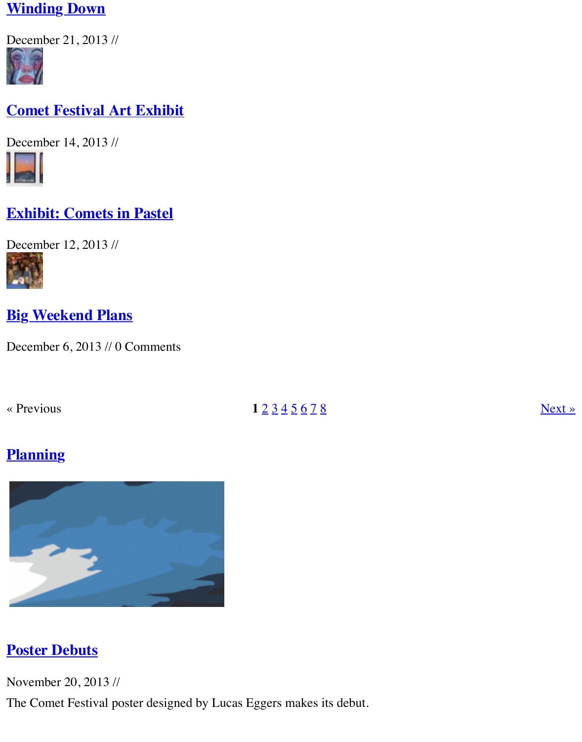## Winding Down

December 21, 2013 //

## Comet Festival Art Exhibit

December 14, 2013 //

## Exhibit: Comets in Pastel

December 12, 2013 //

## Big Weekend Plans

December 6, 2013 // 0 Comments

« Previous **1** 2 3 4 5 6 7 8 Next »

## Planning

## Poster Debuts

November 20, 2013 //

The Comet Festival poster designed by Lucas Eggers makes its debut.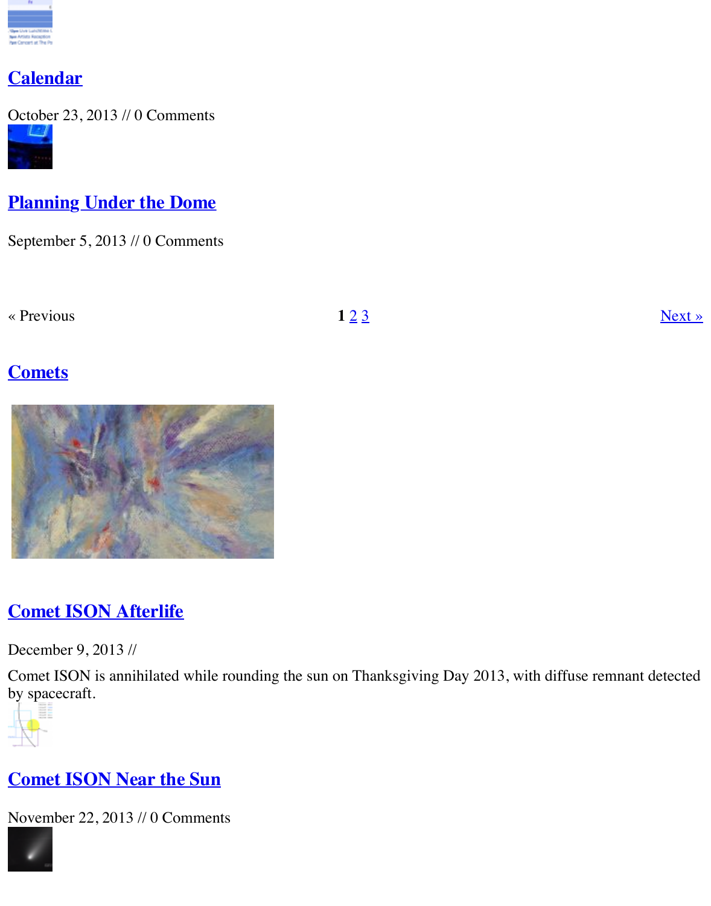## Calendar

October 23, 2013 // 0 Comments

## Planning Under the Dome

September 5, 2013 // 0 Comments

« Previous **1** 2 3 Next »

## Comets

## Comet ISON Afterlife

December 9, 2013 //

Comet ISON is annihilated while rounding the sun on Thanksgiving Day 2013, with diffuse remnant detected by spacecraft.

## Comet ISON Near the Sun

November 22, 2013 // 0 Comments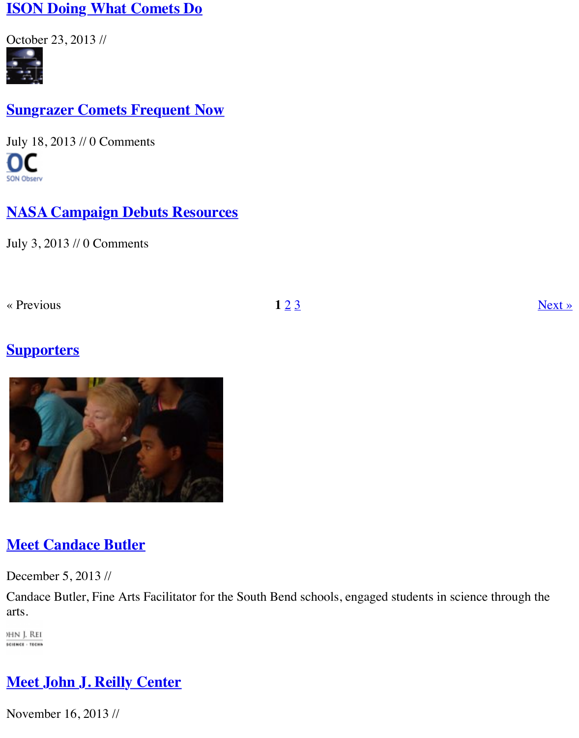## ISON Doing What Comets Do

October 23, 2013 //

## Sungrazer Comets Frequent Now

July 18, 2013 // 0 Comments

## NASA Campaign Debuts Resources

July 3, 2013 // 0 Comments

« Previous **1** 2 3 Next »

## Supporters

## Meet Candace Butler

December 5, 2013 //

Candace Butler, Fine Arts Facilitator for the South Bend schools, engaged students in science through the arts.

## Meet John J. Reilly Center

November 16, 2013 //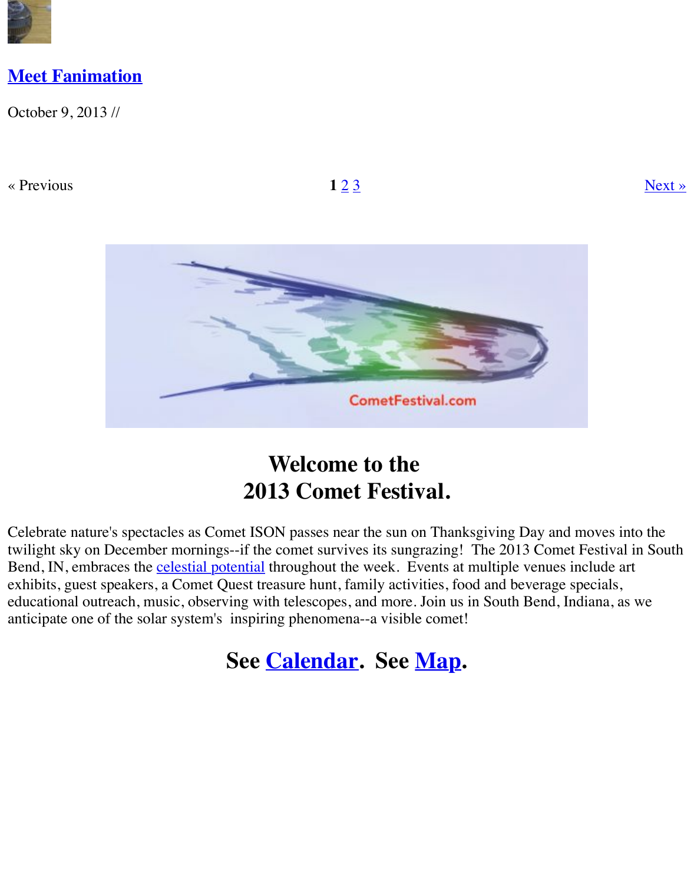## Meet Fanimation

October 9, 2013 //

« Previous 1 2 3 Next »

# Welcome to the 2013 Comet Festival.

Celebrate nature's spectacles as Comet ISON passes near the sun on Thanksgiving Day and moves into the twilight sky on December mornings--if the comet survives its sungrazing!  The 2013 Comet Festival in South Bend, IN, embraces the celestial potential throughout the week.  Events at multiple venues include art exhibits, guest speakers, a Comet Quest treasure hunt, family activities, food and beverage specials, educational outreach, music, observing with telescopes, and more. Join us in South Bend, Indiana, as we anticipate one of the solar system's  inspiring phenomena--a visible comet!

## See Calendar.  See Map.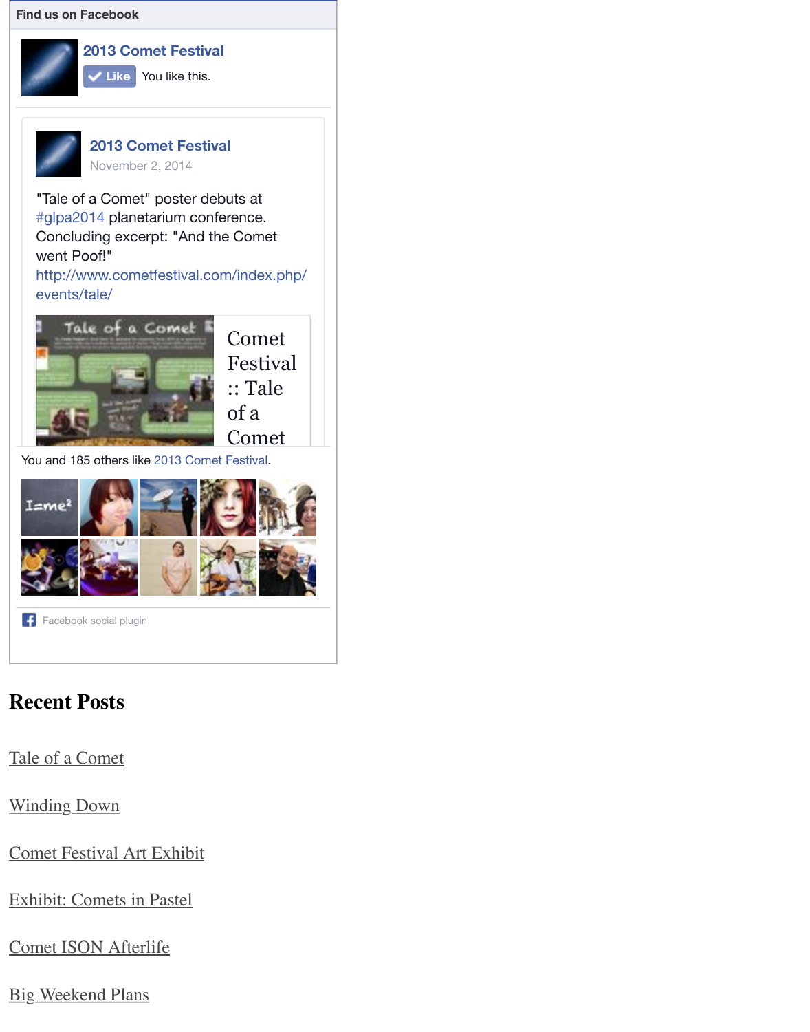Find us on Facebook

2013 Comet Festival

Like You like this.

2013 Comet Festival
November 2, 2014

"Tale of a Comet" poster debuts at #glpa2014 planetarium conference. Concluding excerpt: "And the Comet went Poof!"
http://www.cometfestival.com/index.php/events/tale/

Comet Festival :: Tale of a Comet

You and 185 others like 2013 Comet Festival.

Facebook social plugin

## Recent Posts

Tale of a Comet

Winding Down

Comet Festival Art Exhibit

Exhibit: Comets in Pastel

Comet ISON Afterlife

Big Weekend Plans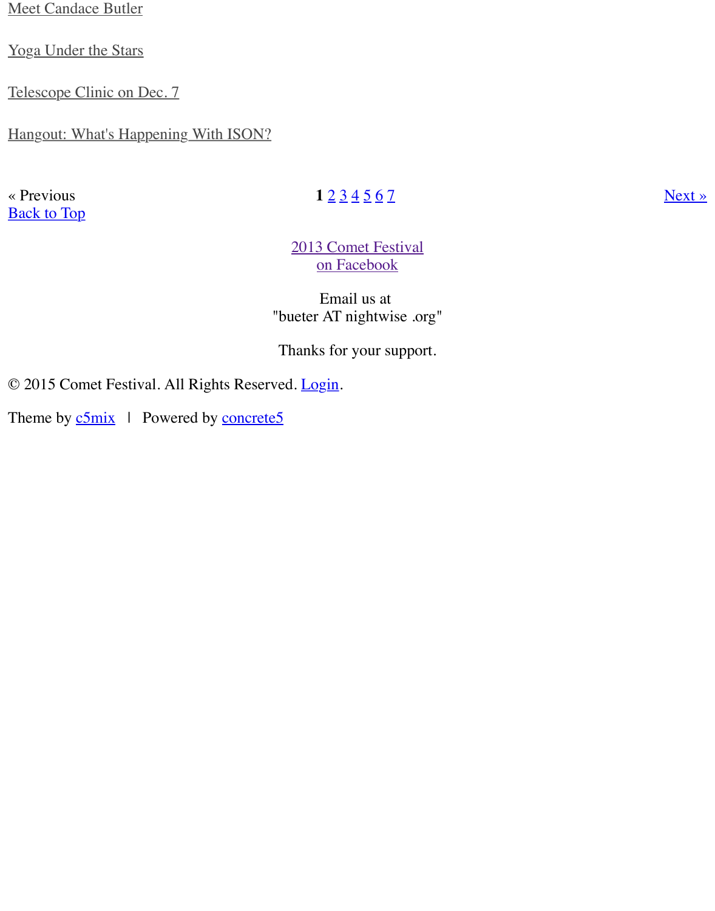Meet Candace Butler

Yoga Under the Stars

Telescope Clinic on Dec. 7

Hangout: What's Happening With ISON?

« Previous 1 2 3 4 5 6 7 Next »

Back to Top

2013 Comet Festival
on Facebook

Email us at
"bueter AT nightwise .org"

Thanks for your support.

© 2015 Comet Festival. All Rights Reserved. Login.

Theme by c5mix | Powered by concrete5